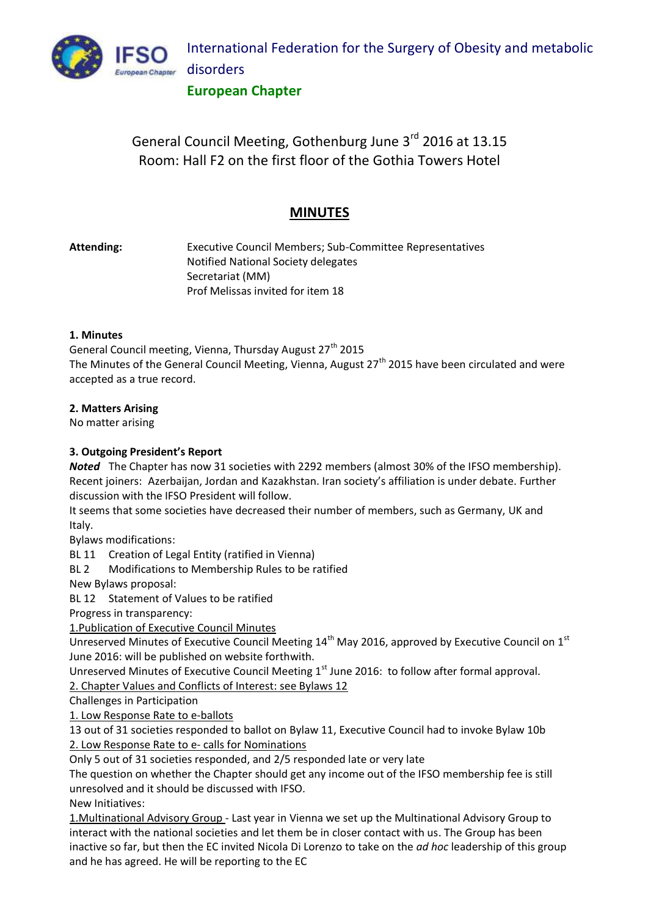International Federation for the Surgery of Obesity and metabolic disorders

**European Chapter**

General Council Meeting, Gothenburg June 3rd 2016 at 13.15
Room: Hall F2 on the first floor of the Gothia Towers Hotel

# MINUTES

**Attending:** Executive Council Members; Sub-Committee Representatives
Notified National Society delegates
Secretariat (MM)
Prof Melissas invited for item 18

**1. Minutes**

General Council meeting, Vienna, Thursday August 27th 2015
The Minutes of the General Council Meeting, Vienna, August 27th 2015 have been circulated and were accepted as a true record.

**2. Matters Arising**

No matter arising

**3. Outgoing President's Report**

***Noted*** The Chapter has now 31 societies with 2292 members (almost 30% of the IFSO membership). Recent joiners: Azerbaijan, Jordan and Kazakhstan. Iran society's affiliation is under debate. Further discussion with the IFSO President will follow.
It seems that some societies have decreased their number of members, such as Germany, UK and Italy.
Bylaws modifications:
BL 11 Creation of Legal Entity (ratified in Vienna)
BL 2 Modifications to Membership Rules to be ratified
New Bylaws proposal:
BL 12 Statement of Values to be ratified
Progress in transparency:
1.Publication of Executive Council Minutes
Unreserved Minutes of Executive Council Meeting 14th May 2016, approved by Executive Council on 1st June 2016: will be published on website forthwith.
Unreserved Minutes of Executive Council Meeting 1st June 2016: to follow after formal approval.
2. Chapter Values and Conflicts of Interest: see Bylaws 12
Challenges in Participation
1. Low Response Rate to e-ballots
13 out of 31 societies responded to ballot on Bylaw 11, Executive Council had to invoke Bylaw 10b
2. Low Response Rate to e- calls for Nominations
Only 5 out of 31 societies responded, and 2/5 responded late or very late
The question on whether the Chapter should get any income out of the IFSO membership fee is still unresolved and it should be discussed with IFSO.
New Initiatives:
1.Multinational Advisory Group - Last year in Vienna we set up the Multinational Advisory Group to interact with the national societies and let them be in closer contact with us. The Group has been inactive so far, but then the EC invited Nicola Di Lorenzo to take on the *ad hoc* leadership of this group and he has agreed. He will be reporting to the EC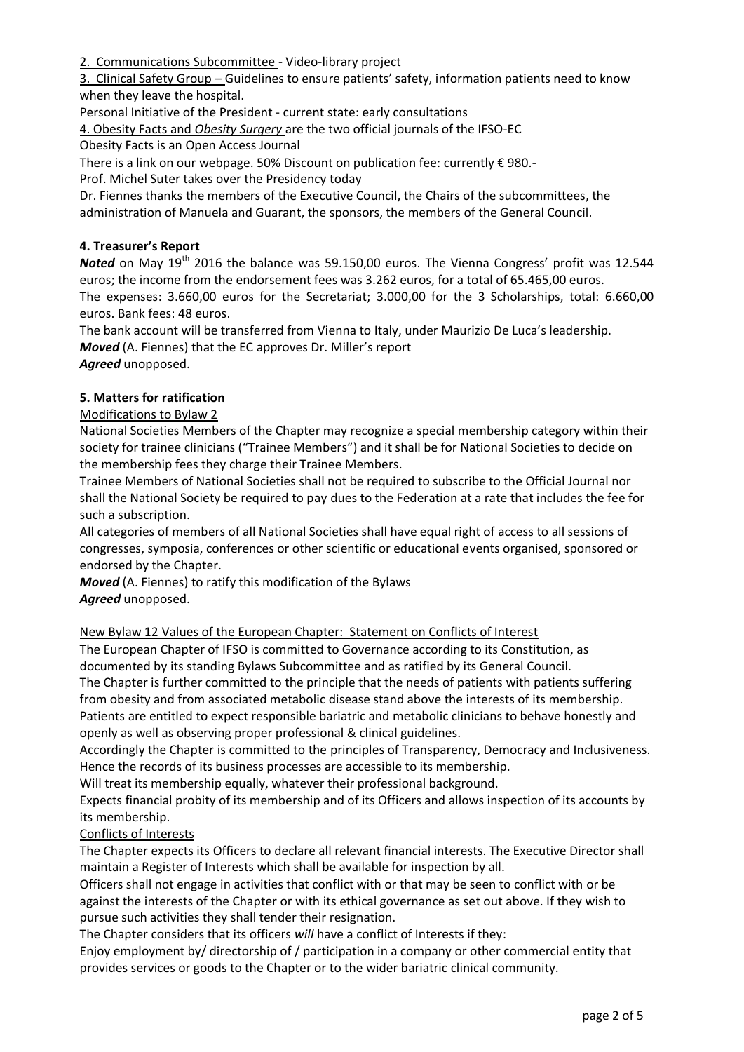2. Communications Subcommittee - Video-library project

3. Clinical Safety Group – Guidelines to ensure patients' safety, information patients need to know when they leave the hospital.

Personal Initiative of the President - current state: early consultations

4. Obesity Facts and *Obesity Surgery* are the two official journals of the IFSO-EC

Obesity Facts is an Open Access Journal

There is a link on our webpage. 50% Discount on publication fee: currently € 980.-

Prof. Michel Suter takes over the Presidency today

Dr. Fiennes thanks the members of the Executive Council, the Chairs of the subcommittees, the administration of Manuela and Guarant, the sponsors, the members of the General Council.

**4. Treasurer's Report**

***Noted*** on May 19th 2016 the balance was 59.150,00 euros. The Vienna Congress' profit was 12.544 euros; the income from the endorsement fees was 3.262 euros, for a total of 65.465,00 euros.
The expenses: 3.660,00 euros for the Secretariat; 3.000,00 for the 3 Scholarships, total: 6.660,00 euros. Bank fees: 48 euros.

The bank account will be transferred from Vienna to Italy, under Maurizio De Luca's leadership.

***Moved*** (A. Fiennes) that the EC approves Dr. Miller's report

***Agreed*** unopposed.

**5. Matters for ratification**

Modifications to Bylaw 2

National Societies Members of the Chapter may recognize a special membership category within their society for trainee clinicians ("Trainee Members") and it shall be for National Societies to decide on the membership fees they charge their Trainee Members.

Trainee Members of National Societies shall not be required to subscribe to the Official Journal nor shall the National Society be required to pay dues to the Federation at a rate that includes the fee for such a subscription.

All categories of members of all National Societies shall have equal right of access to all sessions of congresses, symposia, conferences or other scientific or educational events organised, sponsored or endorsed by the Chapter.

***Moved*** (A. Fiennes) to ratify this modification of the Bylaws

***Agreed*** unopposed.

New Bylaw 12 Values of the European Chapter: Statement on Conflicts of Interest

The European Chapter of IFSO is committed to Governance according to its Constitution, as documented by its standing Bylaws Subcommittee and as ratified by its General Council.

The Chapter is further committed to the principle that the needs of patients with patients suffering from obesity and from associated metabolic disease stand above the interests of its membership.

Patients are entitled to expect responsible bariatric and metabolic clinicians to behave honestly and openly as well as observing proper professional & clinical guidelines.

Accordingly the Chapter is committed to the principles of Transparency, Democracy and Inclusiveness.

Hence the records of its business processes are accessible to its membership.

Will treat its membership equally, whatever their professional background.

Expects financial probity of its membership and of its Officers and allows inspection of its accounts by its membership.

Conflicts of Interests

The Chapter expects its Officers to declare all relevant financial interests. The Executive Director shall maintain a Register of Interests which shall be available for inspection by all.

Officers shall not engage in activities that conflict with or that may be seen to conflict with or be against the interests of the Chapter or with its ethical governance as set out above. If they wish to pursue such activities they shall tender their resignation.

The Chapter considers that its officers *will* have a conflict of Interests if they:

Enjoy employment by/ directorship of / participation in a company or other commercial entity that provides services or goods to the Chapter or to the wider bariatric clinical community.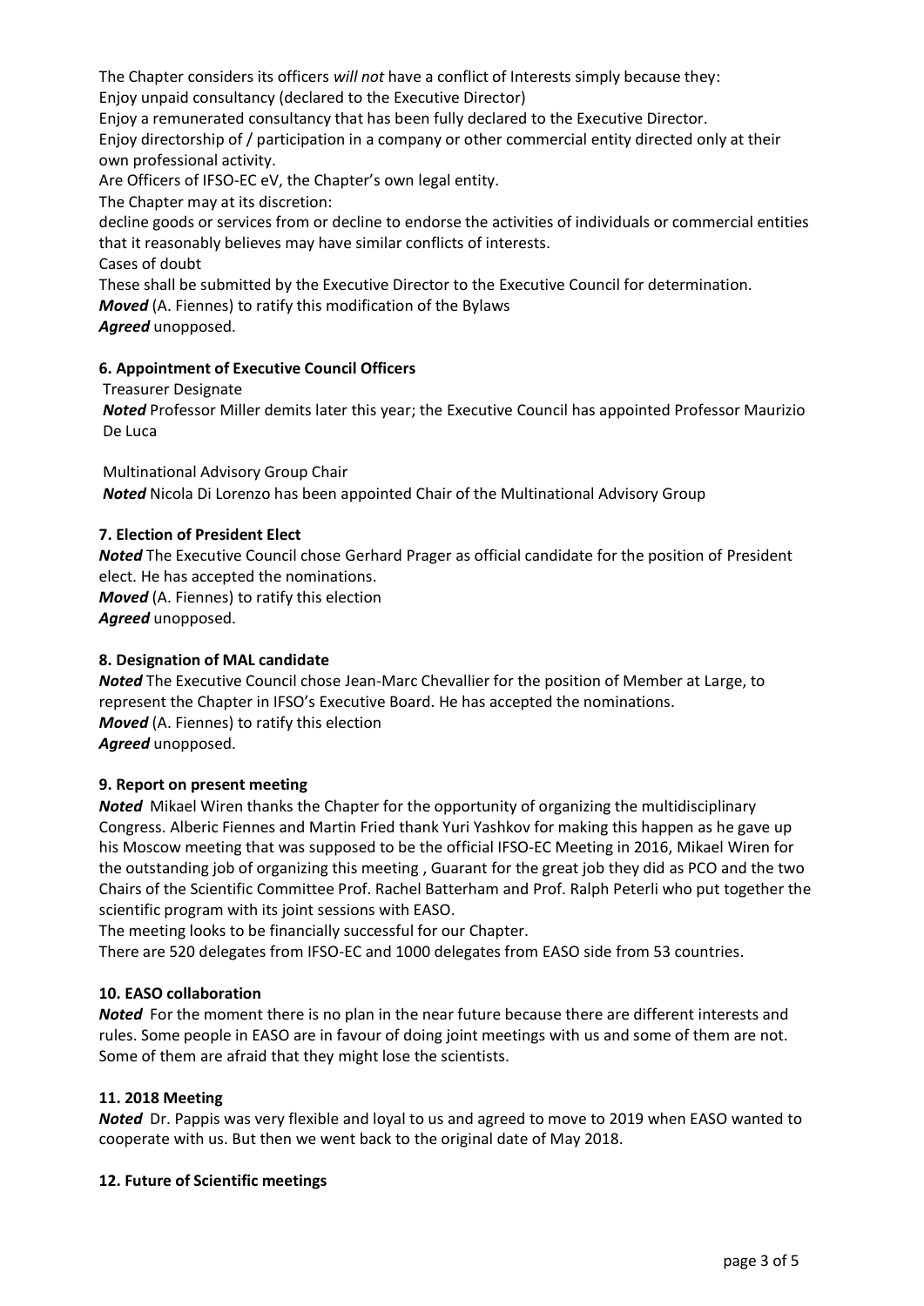The Chapter considers its officers *will not* have a conflict of Interests simply because they:
Enjoy unpaid consultancy (declared to the Executive Director)
Enjoy a remunerated consultancy that has been fully declared to the Executive Director.
Enjoy directorship of / participation in a company or other commercial entity directed only at their own professional activity.
Are Officers of IFSO-EC eV, the Chapter's own legal entity.
The Chapter may at its discretion:
decline goods or services from or decline to endorse the activities of individuals or commercial entities that it reasonably believes may have similar conflicts of interests.
Cases of doubt
These shall be submitted by the Executive Director to the Executive Council for determination.
***Moved*** (A. Fiennes) to ratify this modification of the Bylaws
***Agreed*** unopposed.

**6. Appointment of Executive Council Officers**

Treasurer Designate
***Noted*** Professor Miller demits later this year; the Executive Council has appointed Professor Maurizio De Luca

Multinational Advisory Group Chair
***Noted*** Nicola Di Lorenzo has been appointed Chair of the Multinational Advisory Group

**7. Election of President Elect**

***Noted*** The Executive Council chose Gerhard Prager as official candidate for the position of President elect. He has accepted the nominations.
***Moved*** (A. Fiennes) to ratify this election
***Agreed*** unopposed.

**8. Designation of MAL candidate**

***Noted*** The Executive Council chose Jean-Marc Chevallier for the position of Member at Large, to represent the Chapter in IFSO's Executive Board. He has accepted the nominations.
***Moved*** (A. Fiennes) to ratify this election
***Agreed*** unopposed.

**9. Report on present meeting**

***Noted*** Mikael Wiren thanks the Chapter for the opportunity of organizing the multidisciplinary Congress. Alberic Fiennes and Martin Fried thank Yuri Yashkov for making this happen as he gave up his Moscow meeting that was supposed to be the official IFSO-EC Meeting in 2016, Mikael Wiren for the outstanding job of organizing this meeting , Guarant for the great job they did as PCO and the two Chairs of the Scientific Committee Prof. Rachel Batterham and Prof. Ralph Peterli who put together the scientific program with its joint sessions with EASO.
The meeting looks to be financially successful for our Chapter.
There are 520 delegates from IFSO-EC and 1000 delegates from EASO side from 53 countries.

**10. EASO collaboration**

***Noted*** For the moment there is no plan in the near future because there are different interests and rules. Some people in EASO are in favour of doing joint meetings with us and some of them are not. Some of them are afraid that they might lose the scientists.

**11. 2018 Meeting**

***Noted*** Dr. Pappis was very flexible and loyal to us and agreed to move to 2019 when EASO wanted to cooperate with us. But then we went back to the original date of May 2018.

**12. Future of Scientific meetings**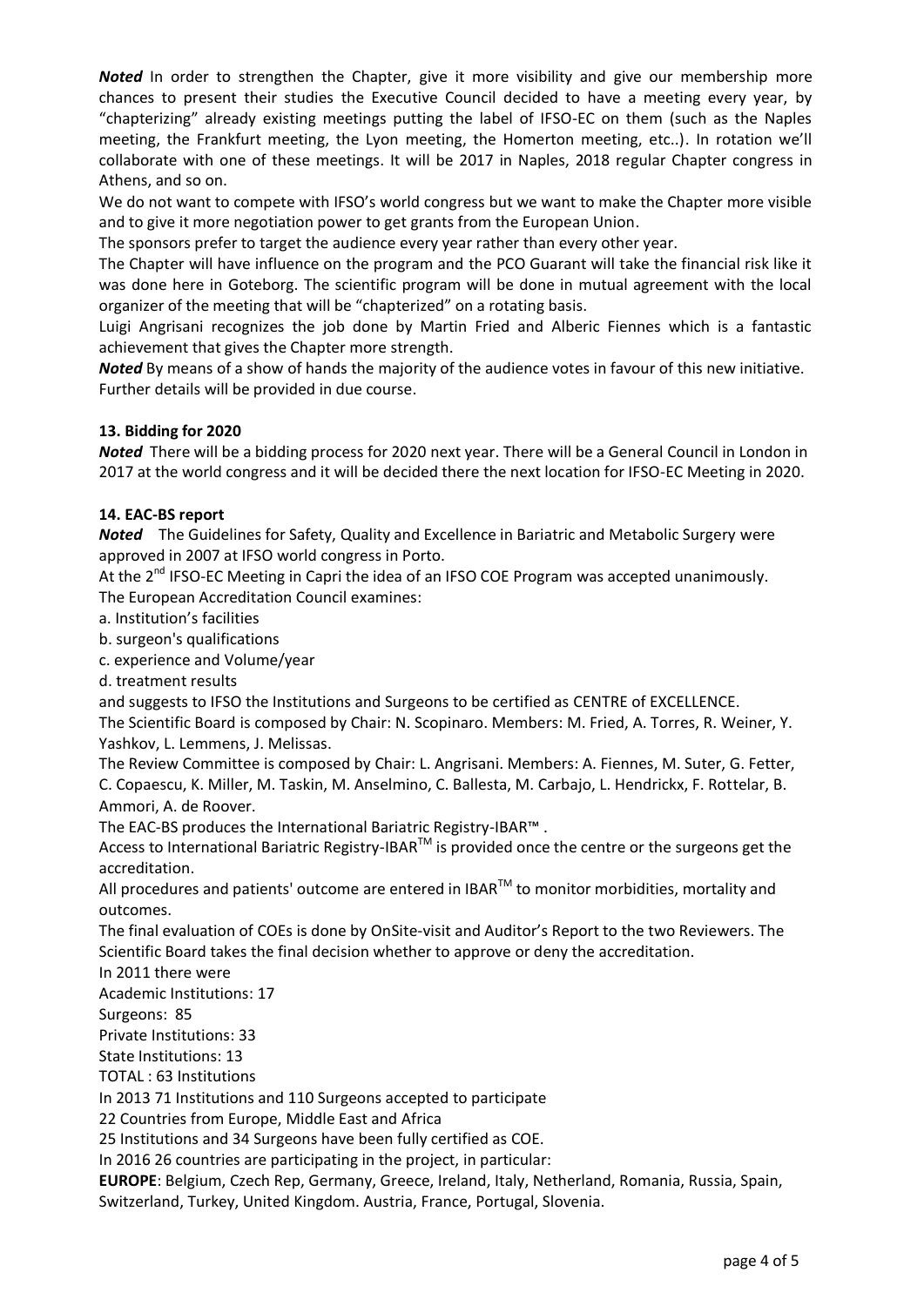***Noted*** In order to strengthen the Chapter, give it more visibility and give our membership more chances to present their studies the Executive Council decided to have a meeting every year, by "chapterizing" already existing meetings putting the label of IFSO-EC on them (such as the Naples meeting, the Frankfurt meeting, the Lyon meeting, the Homerton meeting, etc..). In rotation we'll collaborate with one of these meetings. It will be 2017 in Naples, 2018 regular Chapter congress in Athens, and so on.

We do not want to compete with IFSO's world congress but we want to make the Chapter more visible and to give it more negotiation power to get grants from the European Union.

The sponsors prefer to target the audience every year rather than every other year.

The Chapter will have influence on the program and the PCO Guarant will take the financial risk like it was done here in Goteborg. The scientific program will be done in mutual agreement with the local organizer of the meeting that will be "chapterized" on a rotating basis.

Luigi Angrisani recognizes the job done by Martin Fried and Alberic Fiennes which is a fantastic achievement that gives the Chapter more strength.

***Noted*** By means of a show of hands the majority of the audience votes in favour of this new initiative. Further details will be provided in due course.

**13. Bidding for 2020**

***Noted*** There will be a bidding process for 2020 next year. There will be a General Council in London in 2017 at the world congress and it will be decided there the next location for IFSO-EC Meeting in 2020.

**14. EAC-BS report**

***Noted*** The Guidelines for Safety, Quality and Excellence in Bariatric and Metabolic Surgery were approved in 2007 at IFSO world congress in Porto.

At the 2nd IFSO-EC Meeting in Capri the idea of an IFSO COE Program was accepted unanimously.

The European Accreditation Council examines:

a. Institution's facilities

b. surgeon's qualifications

c. experience and Volume/year

d. treatment results

and suggests to IFSO the Institutions and Surgeons to be certified as CENTRE of EXCELLENCE.

The Scientific Board is composed by Chair: N. Scopinaro. Members: M. Fried, A. Torres, R. Weiner, Y. Yashkov, L. Lemmens, J. Melissas.

The Review Committee is composed by Chair: L. Angrisani. Members: A. Fiennes, M. Suter, G. Fetter, C. Copaescu, K. Miller, M. Taskin, M. Anselmino, C. Ballesta, M. Carbajo, L. Hendrickx, F. Rottelar, B. Ammori, A. de Roover.

The EAC-BS produces the International Bariatric Registry-IBAR™ .

Access to International Bariatric Registry-IBAR™ is provided once the centre or the surgeons get the accreditation.

All procedures and patients' outcome are entered in IBAR™ to monitor morbidities, mortality and outcomes.

The final evaluation of COEs is done by OnSite-visit and Auditor's Report to the two Reviewers. The Scientific Board takes the final decision whether to approve or deny the accreditation.

In 2011 there were

Academic Institutions: 17

Surgeons: 85

Private Institutions: 33

State Institutions: 13

TOTAL : 63 Institutions

In 2013 71 Institutions and 110 Surgeons accepted to participate

22 Countries from Europe, Middle East and Africa

25 Institutions and 34 Surgeons have been fully certified as COE.

In 2016 26 countries are participating in the project, in particular:

**EUROPE**: Belgium, Czech Rep, Germany, Greece, Ireland, Italy, Netherland, Romania, Russia, Spain, Switzerland, Turkey, United Kingdom. Austria, France, Portugal, Slovenia.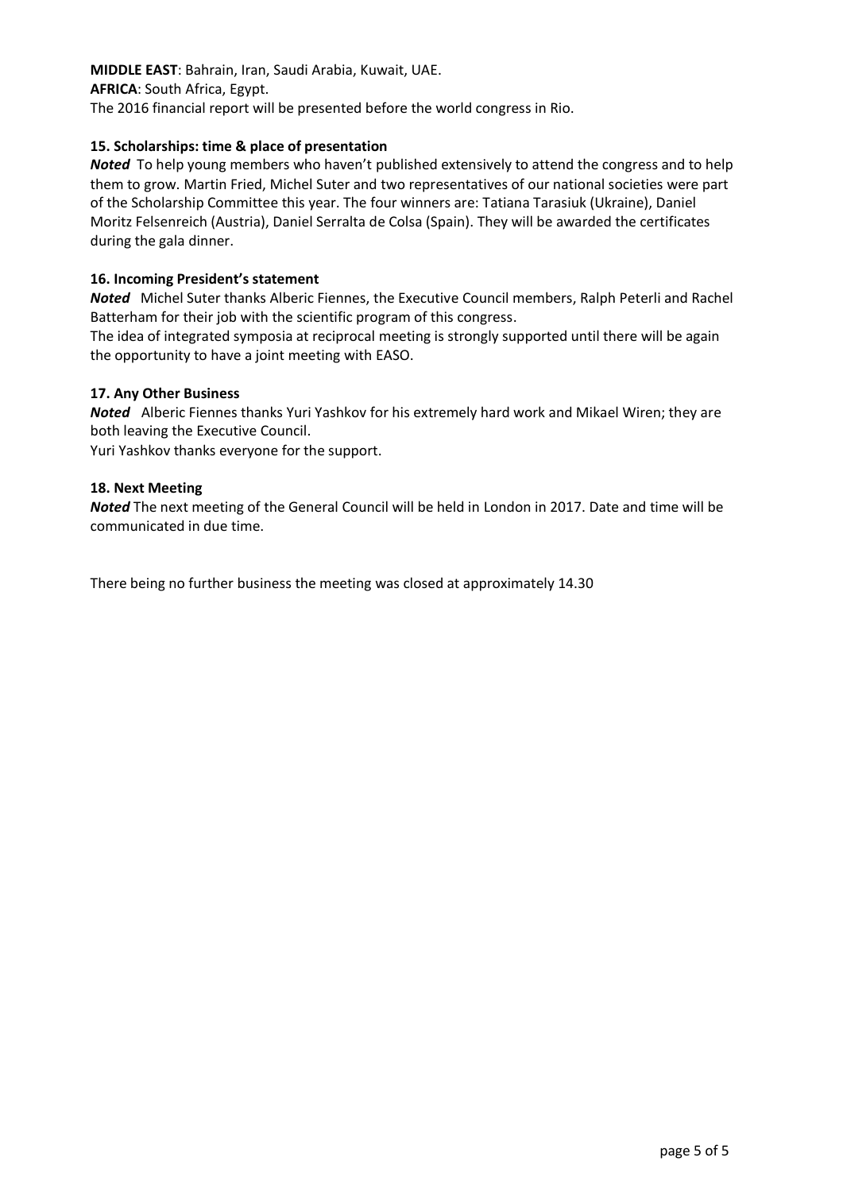**MIDDLE EAST**: Bahrain, Iran, Saudi Arabia, Kuwait, UAE.
**AFRICA**: South Africa, Egypt.
The 2016 financial report will be presented before the world congress in Rio.

### 15. Scholarships: time & place of presentation

***Noted*** To help young members who haven't published extensively to attend the congress and to help them to grow. Martin Fried, Michel Suter and two representatives of our national societies were part of the Scholarship Committee this year. The four winners are: Tatiana Tarasiuk (Ukraine), Daniel Moritz Felsenreich (Austria), Daniel Serralta de Colsa (Spain). They will be awarded the certificates during the gala dinner.

### 16. Incoming President's statement

***Noted*** Michel Suter thanks Alberic Fiennes, the Executive Council members, Ralph Peterli and Rachel Batterham for their job with the scientific program of this congress.
The idea of integrated symposia at reciprocal meeting is strongly supported until there will be again the opportunity to have a joint meeting with EASO.

### 17. Any Other Business

***Noted*** Alberic Fiennes thanks Yuri Yashkov for his extremely hard work and Mikael Wiren; they are both leaving the Executive Council.
Yuri Yashkov thanks everyone for the support.

### 18. Next Meeting

***Noted*** The next meeting of the General Council will be held in London in 2017. Date and time will be communicated in due time.

There being no further business the meeting was closed at approximately 14.30